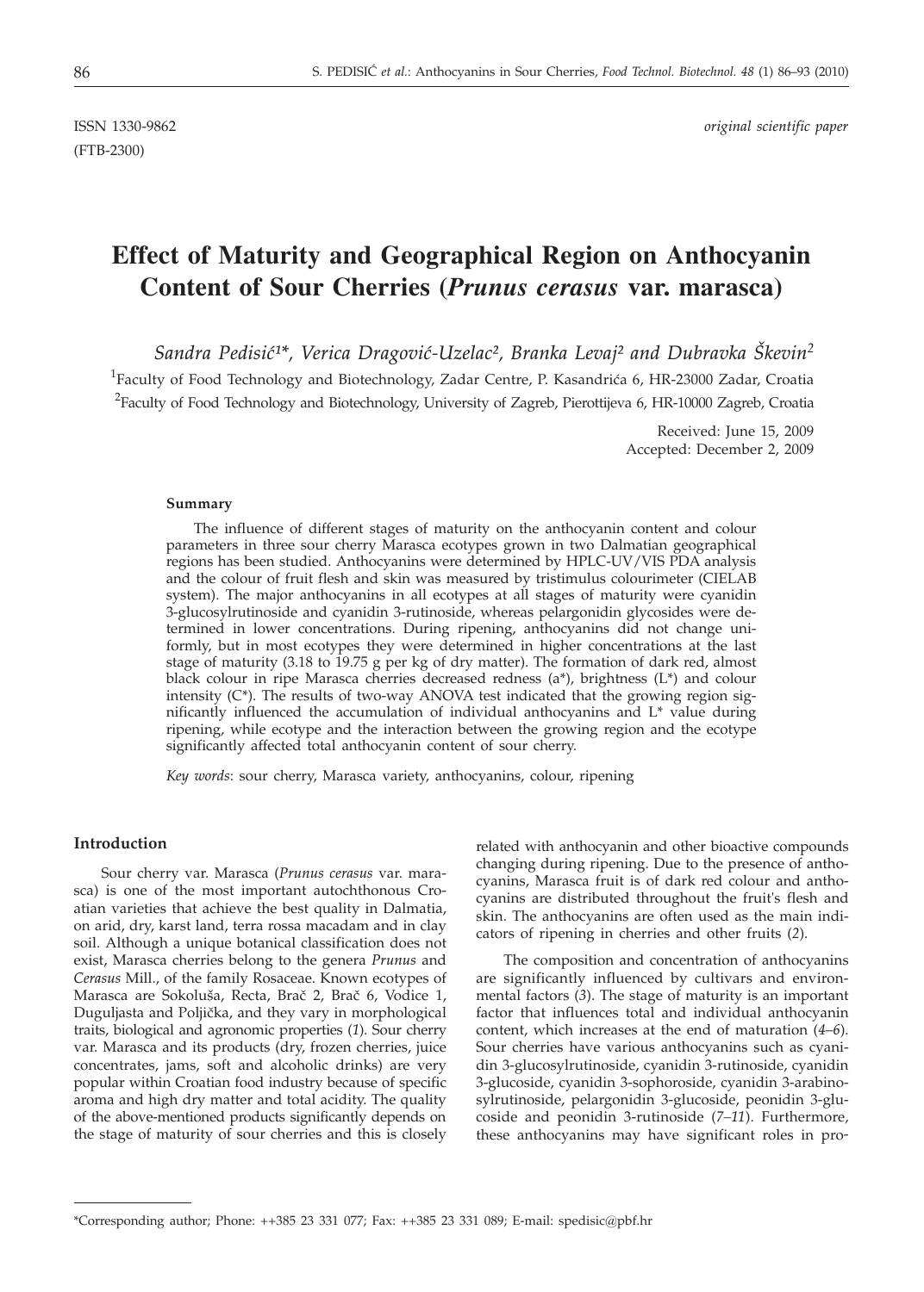ISSN 1330-9862 (FTB-2300)

*original scientific paper*

# Effect of Maturity and Geographical Region on Anthocyanin Content of Sour Cherries (*Prunus cerasus* var. marasca)

*Sandra Pedisić[1]\*, Verica Dragović-Uzelac[2], Branka Levaj[2] and Dubravka Škevin[2]*

[1]Faculty of Food Technology and Biotechnology, Zadar Centre, P. Kasandrića 6, HR-23000 Zadar, Croatia

[2]Faculty of Food Technology and Biotechnology, University of Zagreb, Pierottijeva 6, HR-10000 Zagreb, Croatia

Received: June 15, 2009
Accepted: December 2, 2009

### Summary

The influence of different stages of maturity on the anthocyanin content and colour parameters in three sour cherry Marasca ecotypes grown in two Dalmatian geographical regions has been studied. Anthocyanins were determined by HPLC-UV/VIS PDA analysis and the colour of fruit flesh and skin was measured by tristimulus colourimeter (CIELAB system). The major anthocyanins in all ecotypes at all stages of maturity were cyanidin 3-glucosylrutinoside and cyanidin 3-rutinoside, whereas pelargonidin glycosides were determined in lower concentrations. During ripening, anthocyanins did not change uniformly, but in most ecotypes they were determined in higher concentrations at the last stage of maturity (3.18 to 19.75 g per kg of dry matter). The formation of dark red, almost black colour in ripe Marasca cherries decreased redness (a\*), brightness (L\*) and colour intensity (C\*). The results of two-way ANOVA test indicated that the growing region significantly influenced the accumulation of individual anthocyanins and L\* value during ripening, while ecotype and the interaction between the growing region and the ecotype significantly affected total anthocyanin content of sour cherry.

*Key words*: sour cherry, Marasca variety, anthocyanins, colour, ripening

### Introduction

Sour cherry var. Marasca (*Prunus cerasus* var. marasca) is one of the most important autochthonous Croatian varieties that achieve the best quality in Dalmatia, on arid, dry, karst land, terra rossa macadam and in clay soil. Although a unique botanical classification does not exist, Marasca cherries belong to the genera *Prunus* and *Cerasus* Mill., of the family Rosaceae. Known ecotypes of Marasca are Sokoluša, Recta, Brač 2, Brač 6, Vodice 1, Duguljasta and Poljička, and they vary in morphological traits, biological and agronomic properties (*1*). Sour cherry var. Marasca and its products (dry, frozen cherries, juice concentrates, jams, soft and alcoholic drinks) are very popular within Croatian food industry because of specific aroma and high dry matter and total acidity. The quality of the above-mentioned products significantly depends on the stage of maturity of sour cherries and this is closely related with anthocyanin and other bioactive compounds changing during ripening. Due to the presence of anthocyanins, Marasca fruit is of dark red colour and anthocyanins are distributed throughout the fruit's flesh and skin. The anthocyanins are often used as the main indicators of ripening in cherries and other fruits (*2*).

The composition and concentration of anthocyanins are significantly influenced by cultivars and environmental factors (*3*). The stage of maturity is an important factor that influences total and individual anthocyanin content, which increases at the end of maturation (*4–6*). Sour cherries have various anthocyanins such as cyanidin 3-glucosylrutinoside, cyanidin 3-rutinoside, cyanidin 3-glucoside, cyanidin 3-sophoroside, cyanidin 3-arabinosylrutinoside, pelargonidin 3-glucoside, peonidin 3-glucoside and peonidin 3-rutinoside (*7–11*). Furthermore, these anthocyanins may have significant roles in pro-

\*Corresponding author; Phone: ++385 23 331 077; Fax: ++385 23 331 089; E-mail: spedisic@pbf.hr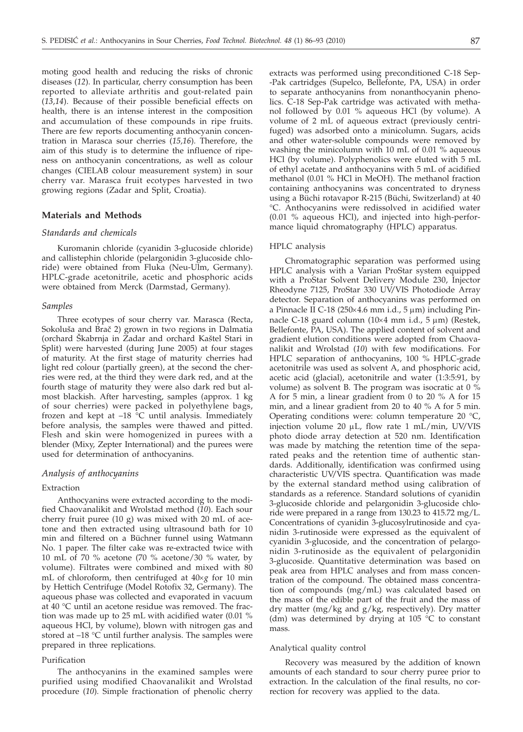moting good health and reducing the risks of chronic diseases (*12*). In particular, cherry consumption has been reported to alleviate arthritis and gout-related pain (*13,14*). Because of their possible beneficial effects on health, there is an intense interest in the composition and accumulation of these compounds in ripe fruits. There are few reports documenting anthocyanin concentration in Marasca sour cherries (*15,16*). Therefore, the aim of this study is to determine the influence of ripeness on anthocyanin concentrations, as well as colour changes (CIELAB colour measurement system) in sour cherry var. Marasca fruit ecotypes harvested in two growing regions (Zadar and Split, Croatia).

## Materials and Methods

### *Standards and chemicals*

Kuromanin chloride (cyanidin 3-glucoside chloride) and callistephin chloride (pelargonidin 3-glucoside chloride) were obtained from Fluka (Neu-Ulm, Germany). HPLC-grade acetonitrile, acetic and phosphoric acids were obtained from Merck (Darmstad, Germany).

### *Samples*

Three ecotypes of sour cherry var. Marasca (Recta, Sokoluša and Brač 2) grown in two regions in Dalmatia (orchard Škabrnja in Zadar and orchard Kaštel Stari in Split) were harvested (during June 2005) at four stages of maturity. At the first stage of maturity cherries had light red colour (partially green), at the second the cherries were red, at the third they were dark red, and at the fourth stage of maturity they were also dark red but almost blackish. After harvesting, samples (approx. 1 kg of sour cherries) were packed in polyethylene bags, frozen and kept at –18 °C until analysis. Immediately before analysis, the samples were thawed and pitted. Flesh and skin were homogenized in purees with a blender (Mixy, Zepter International) and the purees were used for determination of anthocyanins.

### *Analysis of anthocyanins*

#### Extraction

Anthocyanins were extracted according to the modified Chaovanalikit and Wrolstad method (*10*). Each sour cherry fruit puree (10 g) was mixed with 20 mL of acetone and then extracted using ultrasound bath for 10 min and filtered on a Büchner funnel using Watmann No. 1 paper. The filter cake was re-extracted twice with 10 mL of 70 % acetone (70 % acetone/30 % water, by volume). Filtrates were combined and mixed with 80 mL of chloroform, then centrifuged at 40×*g* for 10 min by Hettich Centrifuge (Model Rotofix 32, Germany). The aqueous phase was collected and evaporated in vacuum at 40 °C until an acetone residue was removed. The fraction was made up to 25 mL with acidified water (0.01 % aqueous HCl, by volume), blown with nitrogen gas and stored at –18 °C until further analysis. The samples were prepared in three replications.

#### Purification

The anthocyanins in the examined samples were purified using modified Chaovanalikit and Wrolstad procedure (*10*). Simple fractionation of phenolic cherry extracts was performed using preconditioned C-18 Sep-Pak cartridges (Supelco, Bellefonte, PA, USA) in order to separate anthocyanins from nonanthocyanin phenolics. C-18 Sep-Pak cartridge was activated with methanol followed by 0.01 % aqueous HCl (by volume). A volume of 2 mL of aqueous extract (previously centrifuged) was adsorbed onto a minicolumn. Sugars, acids and other water-soluble compounds were removed by washing the minicolumn with 10 mL of 0.01 % aqueous HCl (by volume). Polyphenolics were eluted with 5 mL of ethyl acetate and anthocyanins with 5 mL of acidified methanol (0.01 % HCl in MeOH). The methanol fraction containing anthocyanins was concentrated to dryness using a Büchi rotavapor R-215 (Büchi, Switzerland) at 40 °C. Anthocyanins were redissolved in acidified water (0.01 % aqueous HCl), and injected into high-performance liquid chromatography (HPLC) apparatus.

#### HPLC analysis

Chromatographic separation was performed using HPLC analysis with a Varian ProStar system equipped with a ProStar Solvent Delivery Module 230, Injector Rheodyne 7125, ProStar 330 UV/VIS Photodiode Array detector. Separation of anthocyanins was performed on a Pinnacle II C-18 (250×4.6 mm i.d., 5 μm) including Pinnacle C-18 guard column (10×4 mm i.d., 5 μm) (Restek, Bellefonte, PA, USA). The applied content of solvent and gradient elution conditions were adopted from Chaovanalikit and Wrolstad (*10*) with few modifications. For HPLC separation of anthocyanins, 100 % HPLC-grade acetonitrile was used as solvent A, and phosphoric acid, acetic acid (glacial), acetonitrile and water (1:3:5:91, by volume) as solvent B. The program was isocratic at 0 % A for 5 min, a linear gradient from 0 to 20 % A for 15 min, and a linear gradient from 20 to 40 % A for 5 min. Operating conditions were: column temperature 20 °C, injection volume 20 μL, flow rate 1 mL/min, UV/VIS photo diode array detection at 520 nm. Identification was made by matching the retention time of the separated peaks and the retention time of authentic standards. Additionally, identification was confirmed using characteristic UV/VIS spectra. Quantification was made by the external standard method using calibration of standards as a reference. Standard solutions of cyanidin 3-glucoside chloride and pelargonidin 3-glucoside chloride were prepared in a range from 130.23 to 415.72 mg/L. Concentrations of cyanidin 3-glucosylrutinoside and cyanidin 3-rutinoside were expressed as the equivalent of cyanidin 3-glucoside, and the concentration of pelargonidin 3-rutinoside as the equivalent of pelargonidin 3-glucoside. Quantitative determination was based on peak area from HPLC analyses and from mass concentration of the compound. The obtained mass concentration of compounds (mg/mL) was calculated based on the mass of the edible part of the fruit and the mass of dry matter (mg/kg and g/kg, respectively). Dry matter (dm) was determined by drying at 105 °C to constant mass.

#### Analytical quality control

Recovery was measured by the addition of known amounts of each standard to sour cherry puree prior to extraction. In the calculation of the final results, no correction for recovery was applied to the data.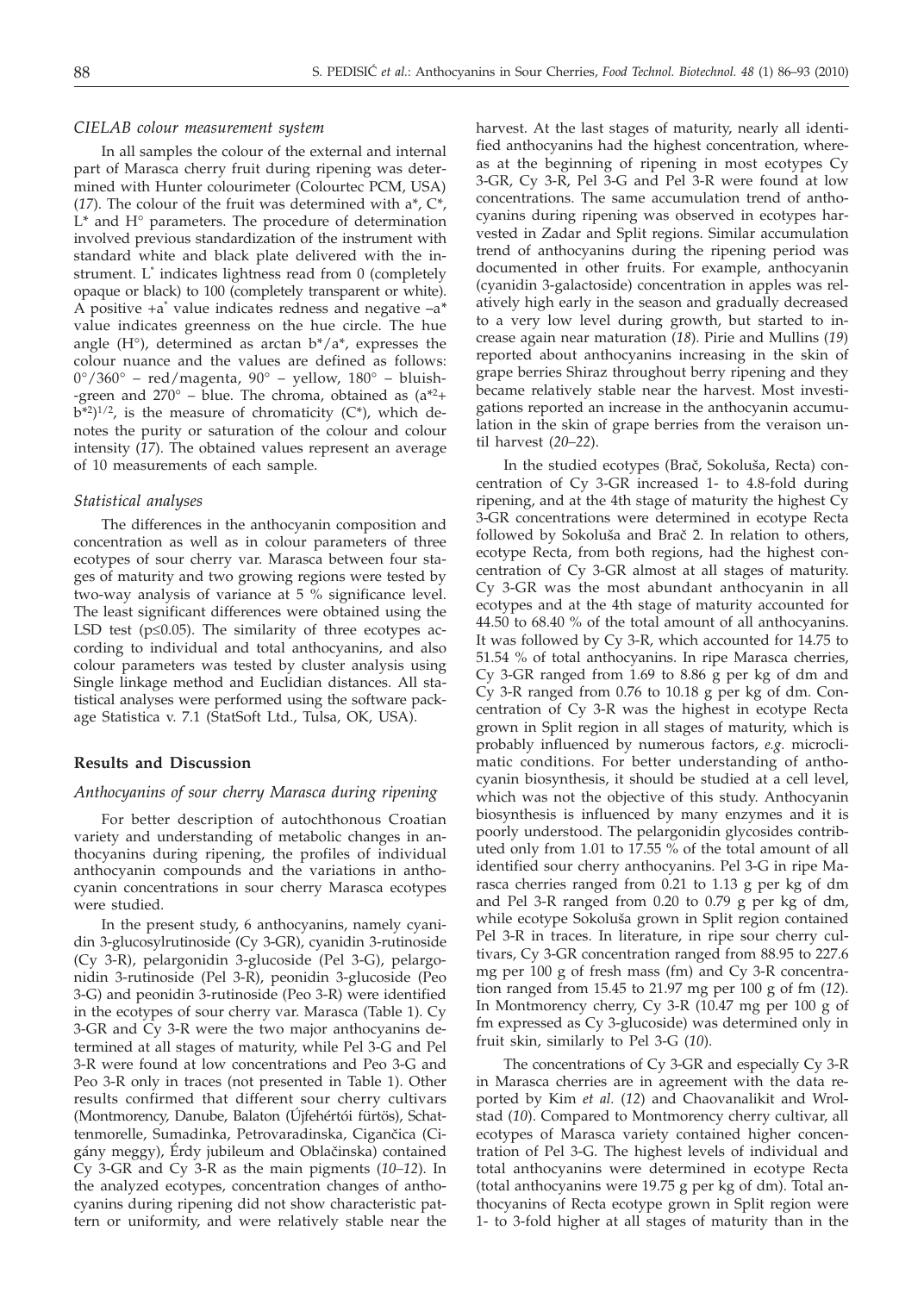### *CIELAB colour measurement system*

In all samples the colour of the external and internal part of Marasca cherry fruit during ripening was determined with Hunter colourimeter (Colourtec PCM, USA) (*17*). The colour of the fruit was determined with a\*, C\*, L\* and H° parameters. The procedure of determination involved previous standardization of the instrument with standard white and black plate delivered with the instrument. L\* indicates lightness read from 0 (completely opaque or black) to 100 (completely transparent or white). A positive +a\* value indicates redness and negative –a\* value indicates greenness on the hue circle. The hue angle (H°), determined as arctan b\*/a\*, expresses the colour nuance and the values are defined as follows: 0°/360° – red/magenta, 90° – yellow, 180° – bluish-green and 270° – blue. The chroma, obtained as $(a^{*2}+b^{*2})^{1/2}$, is the measure of chromaticity (C\*), which denotes the purity or saturation of the colour and colour intensity (*17*). The obtained values represent an average of 10 measurements of each sample.

### *Statistical analyses*

The differences in the anthocyanin composition and concentration as well as in colour parameters of three ecotypes of sour cherry var. Marasca between four stages of maturity and two growing regions were tested by two-way analysis of variance at 5 % significance level. The least significant differences were obtained using the LSD test ($p\leq0.05$). The similarity of three ecotypes according to individual and total anthocyanins, and also colour parameters was tested by cluster analysis using Single linkage method and Euclidian distances. All statistical analyses were performed using the software package Statistica v. 7.1 (StatSoft Ltd., Tulsa, OK, USA).

## Results and Discussion

### *Anthocyanins of sour cherry Marasca during ripening*

For better description of autochthonous Croatian variety and understanding of metabolic changes in anthocyanins during ripening, the profiles of individual anthocyanin compounds and the variations in anthocyanin concentrations in sour cherry Marasca ecotypes were studied.

In the present study, 6 anthocyanins, namely cyanidin 3-glucosylrutinoside (Cy 3-GR), cyanidin 3-rutinoside (Cy 3-R), pelargonidin 3-glucoside (Pel 3-G), pelargonidin 3-rutinoside (Pel 3-R), peonidin 3-glucoside (Peo 3-G) and peonidin 3-rutinoside (Peo 3-R) were identified in the ecotypes of sour cherry var. Marasca (Table 1). Cy 3-GR and Cy 3-R were the two major anthocyanins determined at all stages of maturity, while Pel 3-G and Pel 3-R were found at low concentrations and Peo 3-G and Peo 3-R only in traces (not presented in Table 1). Other results confirmed that different sour cherry cultivars (Montmorency, Danube, Balaton (Újfehértói fürtös), Schattenmorelle, Sumadinka, Petrovaradinska, Cigančica (Cigány meggy), Érdy jubileum and Oblačinska) contained Cy 3-GR and Cy 3-R as the main pigments (*10–12*). In the analyzed ecotypes, concentration changes of anthocyanins during ripening did not show characteristic pattern or uniformity, and were relatively stable near the harvest. At the last stages of maturity, nearly all identified anthocyanins had the highest concentration, whereas at the beginning of ripening in most ecotypes Cy 3-GR, Cy 3-R, Pel 3-G and Pel 3-R were found at low concentrations. The same accumulation trend of anthocyanins during ripening was observed in ecotypes harvested in Zadar and Split regions. Similar accumulation trend of anthocyanins during the ripening period was documented in other fruits. For example, anthocyanin (cyanidin 3-galactoside) concentration in apples was relatively high early in the season and gradually decreased to a very low level during growth, but started to increase again near maturation (*18*). Pirie and Mullins (*19*) reported about anthocyanins increasing in the skin of grape berries Shiraz throughout berry ripening and they became relatively stable near the harvest. Most investigations reported an increase in the anthocyanin accumulation in the skin of grape berries from the veraison until harvest (*20–22*).

In the studied ecotypes (Brač, Sokoluša, Recta) concentration of Cy 3-GR increased 1- to 4.8-fold during ripening, and at the 4th stage of maturity the highest Cy 3-GR concentrations were determined in ecotype Recta followed by Sokoluša and Brač 2. In relation to others, ecotype Recta, from both regions, had the highest concentration of Cy 3-GR almost at all stages of maturity. Cy 3-GR was the most abundant anthocyanin in all ecotypes and at the 4th stage of maturity accounted for 44.50 to 68.40 % of the total amount of all anthocyanins. It was followed by Cy 3-R, which accounted for 14.75 to 51.54 % of total anthocyanins. In ripe Marasca cherries, Cy 3-GR ranged from 1.69 to 8.86 g per kg of dm and Cy 3-R ranged from 0.76 to 10.18 g per kg of dm. Concentration of Cy 3-R was the highest in ecotype Recta grown in Split region in all stages of maturity, which is probably influenced by numerous factors, *e.g.* microclimatic conditions. For better understanding of anthocyanin biosynthesis, it should be studied at a cell level, which was not the objective of this study. Anthocyanin biosynthesis is influenced by many enzymes and it is poorly understood. The pelargonidin glycosides contributed only from 1.01 to 17.55 % of the total amount of all identified sour cherry anthocyanins. Pel 3-G in ripe Marasca cherries ranged from 0.21 to 1.13 g per kg of dm and Pel 3-R ranged from 0.20 to 0.79 g per kg of dm, while ecotype Sokoluša grown in Split region contained Pel 3-R in traces. In literature, in ripe sour cherry cultivars, Cy 3-GR concentration ranged from 88.95 to 227.6 mg per 100 g of fresh mass (fm) and Cy 3-R concentration ranged from 15.45 to 21.97 mg per 100 g of fm (*12*). In Montmorency cherry, Cy 3-R (10.47 mg per 100 g of fm expressed as Cy 3-glucoside) was determined only in fruit skin, similarly to Pel 3-G (*10*).

The concentrations of Cy 3-GR and especially Cy 3-R in Marasca cherries are in agreement with the data reported by Kim *et al.* (*12*) and Chaovanalikit and Wrolstad (*10*). Compared to Montmorency cherry cultivar, all ecotypes of Marasca variety contained higher concentration of Pel 3-G. The highest levels of individual and total anthocyanins were determined in ecotype Recta (total anthocyanins were 19.75 g per kg of dm). Total anthocyanins of Recta ecotype grown in Split region were 1- to 3-fold higher at all stages of maturity than in the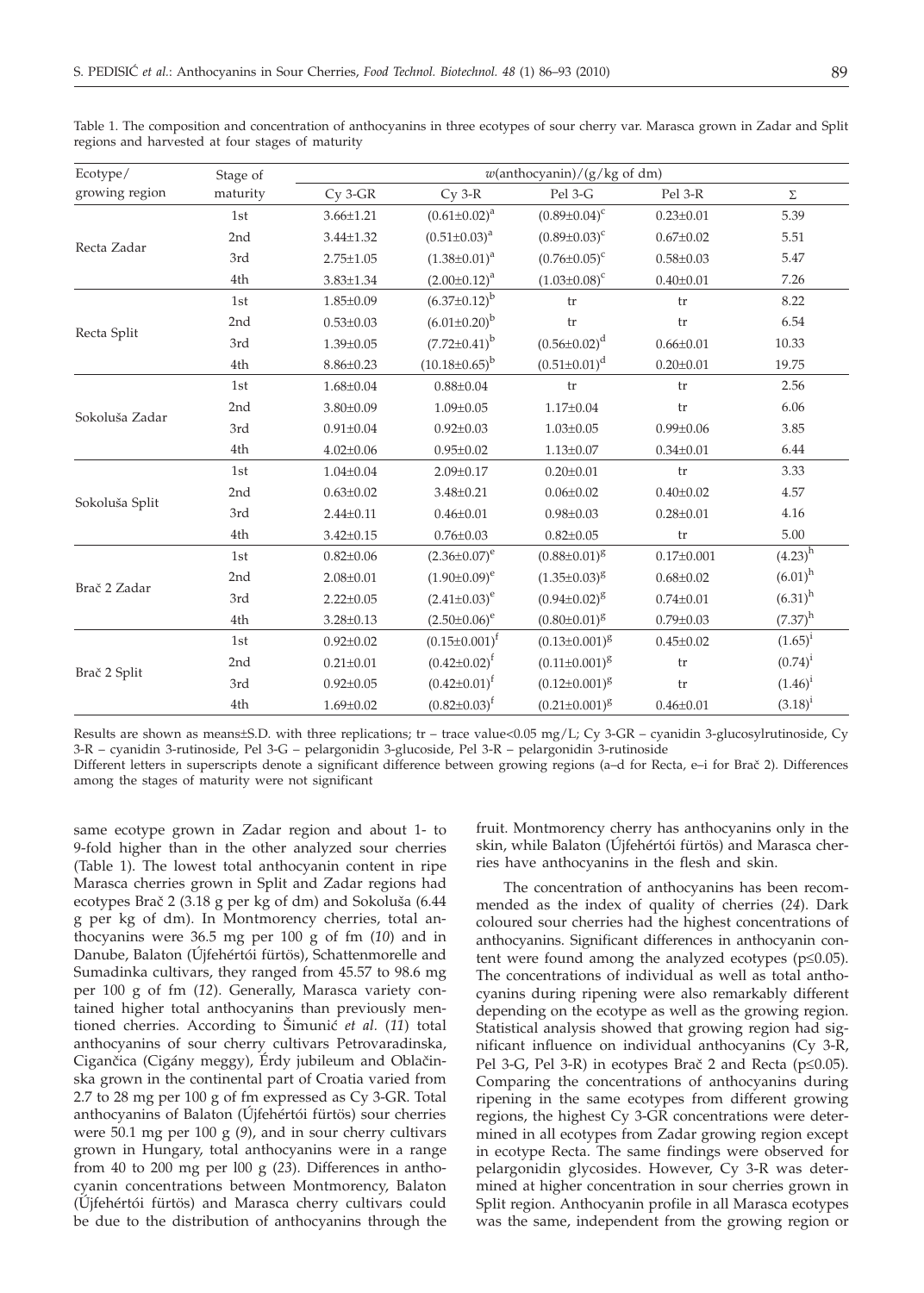Table 1. The composition and concentration of anthocyanins in three ecotypes of sour cherry var. Marasca grown in Zadar and Split regions and harvested at four stages of maturity

| Ecotype/ growing region | Stage of maturity | $w$(anthocyanin)/(g/kg of dm) | | | | |
|---|---|---|---|---|---|---|
| | | Cy 3-GR | Cy 3-R | Pel 3-G | Pel 3-R | Σ |
| Recta Zadar | 1st | 3.66±1.21 | $(0.61\pm0.02)^{a}$ | $(0.89\pm0.04)^{c}$ | 0.23±0.01 | 5.39 |
| | 2nd | 3.44±1.32 | $(0.51\pm0.03)^{a}$ | $(0.89\pm0.03)^{c}$ | 0.67±0.02 | 5.51 |
| | 3rd | 2.75±1.05 | $(1.38\pm0.01)^{a}$ | $(0.76\pm0.05)^{c}$ | 0.58±0.03 | 5.47 |
| | 4th | 3.83±1.34 | $(2.00\pm0.12)^{a}$ | $(1.03\pm0.08)^{c}$ | 0.40±0.01 | 7.26 |
| Recta Split | 1st | 1.85±0.09 | $(6.37\pm0.12)^{b}$ | tr | tr | 8.22 |
| | 2nd | 0.53±0.03 | $(6.01\pm0.20)^{b}$ | tr | tr | 6.54 |
| | 3rd | 1.39±0.05 | $(7.72\pm0.41)^{b}$ | $(0.56\pm0.02)^{d}$ | 0.66±0.01 | 10.33 |
| | 4th | 8.86±0.23 | $(10.18\pm0.65)^{b}$ | $(0.51\pm0.01)^{d}$ | 0.20±0.01 | 19.75 |
| Sokoluša Zadar | 1st | 1.68±0.04 | 0.88±0.04 | tr | tr | 2.56 |
| | 2nd | 3.80±0.09 | 1.09±0.05 | 1.17±0.04 | tr | 6.06 |
| | 3rd | 0.91±0.04 | 0.92±0.03 | 1.03±0.05 | 0.99±0.06 | 3.85 |
| | 4th | 4.02±0.06 | 0.95±0.02 | 1.13±0.07 | 0.34±0.01 | 6.44 |
| Sokoluša Split | 1st | 1.04±0.04 | 2.09±0.17 | 0.20±0.01 | tr | 3.33 |
| | 2nd | 0.63±0.02 | 3.48±0.21 | 0.06±0.02 | 0.40±0.02 | 4.57 |
| | 3rd | 2.44±0.11 | 0.46±0.01 | 0.98±0.03 | 0.28±0.01 | 4.16 |
| | 4th | 3.42±0.15 | 0.76±0.03 | 0.82±0.05 | tr | 5.00 |
| Brač 2 Zadar | 1st | 0.82±0.06 | $(2.36\pm0.07)^{e}$ | $(0.88\pm0.01)^{g}$ | 0.17±0.001 | $(4.23)^{h}$ |
| | 2nd | 2.08±0.01 | $(1.90\pm0.09)^{e}$ | $(1.35\pm0.03)^{g}$ | 0.68±0.02 | $(6.01)^{h}$ |
| | 3rd | 2.22±0.05 | $(2.41\pm0.03)^{e}$ | $(0.94\pm0.02)^{g}$ | 0.74±0.01 | $(6.31)^{h}$ |
| | 4th | 3.28±0.13 | $(2.50\pm0.06)^{e}$ | $(0.80\pm0.01)^{g}$ | 0.79±0.03 | $(7.37)^{h}$ |
| Brač 2 Split | 1st | 0.92±0.02 | $(0.15\pm0.001)^{f}$ | $(0.13\pm0.001)^{g}$ | 0.45±0.02 | $(1.65)^{i}$ |
| | 2nd | 0.21±0.01 | $(0.42\pm0.02)^{f}$ | $(0.11\pm0.001)^{g}$ | tr | $(0.74)^{i}$ |
| | 3rd | 0.92±0.05 | $(0.42\pm0.01)^{f}$ | $(0.12\pm0.001)^{g}$ | tr | $(1.46)^{i}$ |
| | 4th | 1.69±0.02 | $(0.82\pm0.03)^{f}$ | $(0.21\pm0.001)^{g}$ | 0.46±0.01 | $(3.18)^{i}$ |

Results are shown as means±S.D. with three replications; tr – trace value<0.05 mg/L; Cy 3-GR – cyanidin 3-glucosylrutinoside, Cy 3-R – cyanidin 3-rutinoside, Pel 3-G – pelargonidin 3-glucoside, Pel 3-R – pelargonidin 3-rutinoside

Different letters in superscripts denote a significant difference between growing regions (a–d for Recta, e–i for Brač 2). Differences among the stages of maturity were not significant

same ecotype grown in Zadar region and about 1- to 9-fold higher than in the other analyzed sour cherries (Table 1). The lowest total anthocyanin content in ripe Marasca cherries grown in Split and Zadar regions had ecotypes Brač 2 (3.18 g per kg of dm) and Sokoluša (6.44 g per kg of dm). In Montmorency cherries, total anthocyanins were 36.5 mg per 100 g of fm (*10*) and in Danube, Balaton (Újfehértói fürtös), Schattenmorelle and Sumadinka cultivars, they ranged from 45.57 to 98.6 mg per 100 g of fm (*12*). Generally, Marasca variety contained higher total anthocyanins than previously mentioned cherries. According to Šimunić *et al.* (*11*) total anthocyanins of sour cherry cultivars Petrovaradinska, Cigančica (Cigány meggy), Érdy jubileum and Oblačinska grown in the continental part of Croatia varied from 2.7 to 28 mg per 100 g of fm expressed as Cy 3-GR. Total anthocyanins of Balaton (Újfehértói fürtös) sour cherries were 50.1 mg per 100 g (*9*), and in sour cherry cultivars grown in Hungary, total anthocyanins were in a range from 40 to 200 mg per 100 g (*23*). Differences in anthocyanin concentrations between Montmorency, Balaton (Újfehértói fürtös) and Marasca cherry cultivars could be due to the distribution of anthocyanins through the fruit. Montmorency cherry has anthocyanins only in the skin, while Balaton (Újfehértói fürtös) and Marasca cherries have anthocyanins in the flesh and skin.

The concentration of anthocyanins has been recommended as the index of quality of cherries (*24*). Dark coloured sour cherries had the highest concentrations of anthocyanins. Significant differences in anthocyanin content were found among the analyzed ecotypes ($p\leq0.05$). The concentrations of individual as well as total anthocyanins during ripening were also remarkably different depending on the ecotype as well as the growing region. Statistical analysis showed that growing region had significant influence on individual anthocyanins (Cy 3-R, Pel 3-G, Pel 3-R) in ecotypes Brač 2 and Recta ($p\leq0.05$). Comparing the concentrations of anthocyanins during ripening in the same ecotypes from different growing regions, the highest Cy 3-GR concentrations were determined in all ecotypes from Zadar growing region except in ecotype Recta. The same findings were observed for pelargonidin glycosides. However, Cy 3-R was determined at higher concentration in sour cherries grown in Split region. Anthocyanin profile in all Marasca ecotypes was the same, independent from the growing region or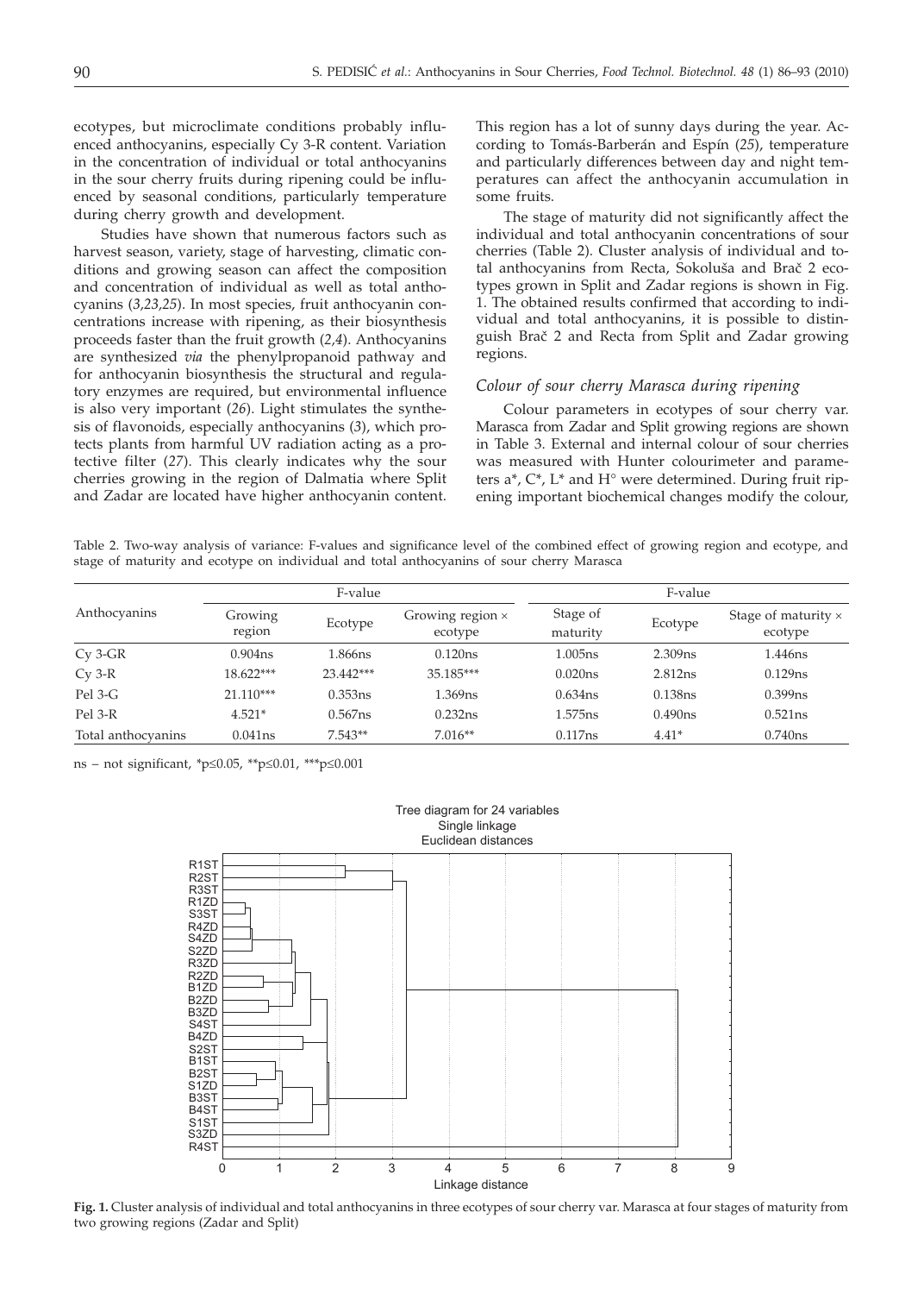ecotypes, but microclimate conditions probably influenced anthocyanins, especially Cy 3-R content. Variation in the concentration of individual or total anthocyanins in the sour cherry fruits during ripening could be influenced by seasonal conditions, particularly temperature during cherry growth and development.

Studies have shown that numerous factors such as harvest season, variety, stage of harvesting, climatic conditions and growing season can affect the composition and concentration of individual as well as total anthocyanins (*3,23,25*). In most species, fruit anthocyanin concentrations increase with ripening, as their biosynthesis proceeds faster than the fruit growth (*2,4*). Anthocyanins are synthesized *via* the phenylpropanoid pathway and for anthocyanin biosynthesis the structural and regulatory enzymes are required, but environmental influence is also very important (*26*). Light stimulates the synthesis of flavonoids, especially anthocyanins (*3*), which protects plants from harmful UV radiation acting as a protective filter (*27*). This clearly indicates why the sour cherries growing in the region of Dalmatia where Split and Zadar are located have higher anthocyanin content. This region has a lot of sunny days during the year. According to Tomás-Barberán and Espín (*25*), temperature and particularly differences between day and night temperatures can affect the anthocyanin accumulation in some fruits.

The stage of maturity did not significantly affect the individual and total anthocyanin concentrations of sour cherries (Table 2). Cluster analysis of individual and total anthocyanins from Recta, Sokoluša and Brač 2 ecotypes grown in Split and Zadar regions is shown in Fig. 1. The obtained results confirmed that according to individual and total anthocyanins, it is possible to distinguish Brač 2 and Recta from Split and Zadar growing regions.

### *Colour of sour cherry Marasca during ripening*

Colour parameters in ecotypes of sour cherry var. Marasca from Zadar and Split growing regions are shown in Table 3. External and internal colour of sour cherries was measured with Hunter colourimeter and parameters a\*, C\*, L\* and H° were determined. During fruit ripening important biochemical changes modify the colour,

Table 2. Two-way analysis of variance: F-values and significance level of the combined effect of growing region and ecotype, and stage of maturity and ecotype on individual and total anthocyanins of sour cherry Marasca

| Anthocyanins | F-value | | | F-value | | |
|---|---|---|---|---|---|---|
| | Growing region | Ecotype | Growing region × ecotype | Stage of maturity | Ecotype | Stage of maturity × ecotype |
| Cy 3-GR | 0.904ns | 1.866ns | 0.120ns | 1.005ns | 2.309ns | 1.446ns |
| Cy 3-R | 18.622*** | 23.442*** | 35.185*** | 0.020ns | 2.812ns | 0.129ns |
| Pel 3-G | 21.110*** | 0.353ns | 1.369ns | 0.634ns | 0.138ns | 0.399ns |
| Pel 3-R | 4.521* | 0.567ns | 0.232ns | 1.575ns | 0.490ns | 0.521ns |
| Total anthocyanins | 0.041ns | 7.543** | 7.016** | 0.117ns | 4.41* | 0.740ns |

ns – not significant, \*$p \leq 0.05$, \*\*$p \leq 0.01$, \*\*\*$p \leq 0.001$

**Fig. 1.** Cluster analysis of individual and total anthocyanins in three ecotypes of sour cherry var. Marasca at four stages of maturity from two growing regions (Zadar and Split)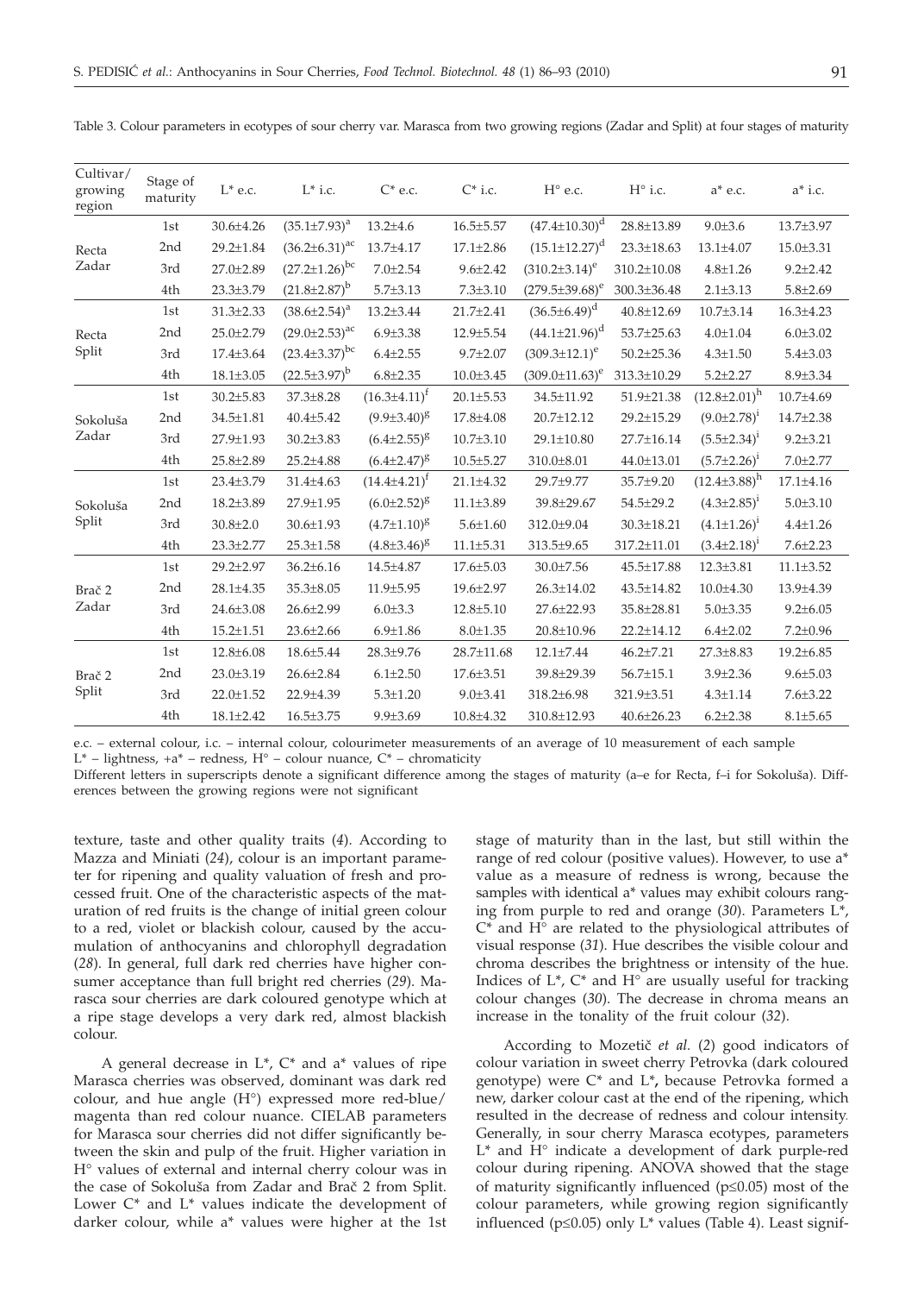Table 3. Colour parameters in ecotypes of sour cherry var. Marasca from two growing regions (Zadar and Split) at four stages of maturity

| Cultivar/ growing region | Stage of maturity | L* e.c. | L* i.c. | C* e.c. | C* i.c. | H° e.c. | H° i.c. | a* e.c. | a* i.c. |
|---|---|---|---|---|---|---|---|---|---|
| Recta Zadar | 1st | 30.6±4.26 | (35.1±7.93)[a] | 13.2±4.6 | 16.5±5.57 | (47.4±10.30)[d] | 28.8±13.89 | 9.0±3.6 | 13.7±3.97 |
| | 2nd | 29.2±1.84 | (36.2±6.31)[ac] | 13.7±4.17 | 17.1±2.86 | (15.1±12.27)[d] | 23.3±18.63 | 13.1±4.07 | 15.0±3.31 |
| | 3rd | 27.0±2.89 | (27.2±1.26)[bc] | 7.0±2.54 | 9.6±2.42 | (310.2±3.14)[e] | 310.2±10.08 | 4.8±1.26 | 9.2±2.42 |
| | 4th | 23.3±3.79 | (21.8±2.87)[b] | 5.7±3.13 | 7.3±3.10 | (279.5±39.68)[e] | 300.3±36.48 | 2.1±3.13 | 5.8±2.69 |
| Recta Split | 1st | 31.3±2.33 | (38.6±2.54)[a] | 13.2±3.44 | 21.7±2.41 | (36.5±6.49)[d] | 40.8±12.69 | 10.7±3.14 | 16.3±4.23 |
| | 2nd | 25.0±2.79 | (29.0±2.53)[ac] | 6.9±3.38 | 12.9±5.54 | (44.1±21.96)[d] | 53.7±25.63 | 4.0±1.04 | 6.0±3.02 |
| | 3rd | 17.4±3.64 | (23.4±3.37)[bc] | 6.4±2.55 | 9.7±2.07 | (309.3±12.1)[e] | 50.2±25.36 | 4.3±1.50 | 5.4±3.03 |
| | 4th | 18.1±3.05 | (22.5±3.97)[b] | 6.8±2.35 | 10.0±3.45 | (309.0±11.63)[e] | 313.3±10.29 | 5.2±2.27 | 8.9±3.34 |
| Sokoluša Zadar | 1st | 30.2±5.83 | 37.3±8.28 | (16.3±4.11)[f] | 20.1±5.53 | 34.5±11.92 | 51.9±21.38 | (12.8±2.01)[h] | 10.7±4.69 |
| | 2nd | 34.5±1.81 | 40.4±5.42 | (9.9±3.40)[g] | 17.8±4.08 | 20.7±12.12 | 29.2±15.29 | (9.0±2.78)[i] | 14.7±2.38 |
| | 3rd | 27.9±1.93 | 30.2±3.83 | (6.4±2.55)[g] | 10.7±3.10 | 29.1±10.80 | 27.7±16.14 | (5.5±2.34)[i] | 9.2±3.21 |
| | 4th | 25.8±2.89 | 25.2±4.88 | (6.4±2.47)[g] | 10.5±5.27 | 310.0±8.01 | 44.0±13.01 | (5.7±2.26)[i] | 7.0±2.77 |
| Sokoluša Split | 1st | 23.4±3.79 | 31.4±4.63 | (14.4±4.21)[f] | 21.1±4.32 | 29.7±9.77 | 35.7±9.20 | (12.4±3.88)[h] | 17.1±4.16 |
| | 2nd | 18.2±3.89 | 27.9±1.95 | (6.0±2.52)[g] | 11.1±3.89 | 39.8±29.67 | 54.5±29.2 | (4.3±2.85)[i] | 5.0±3.10 |
| | 3rd | 30.8±2.0 | 30.6±1.93 | (4.7±1.10)[g] | 5.6±1.60 | 312.0±9.04 | 30.3±18.21 | (4.1±1.26)[i] | 4.4±1.26 |
| | 4th | 23.3±2.77 | 25.3±1.58 | (4.8±3.46)[g] | 11.1±5.31 | 313.5±9.65 | 317.2±11.01 | (3.4±2.18)[i] | 7.6±2.23 |
| Brač 2 Zadar | 1st | 29.2±2.97 | 36.2±6.16 | 14.5±4.87 | 17.6±5.03 | 30.0±7.56 | 45.5±17.88 | 12.3±3.81 | 11.1±3.52 |
| | 2nd | 28.1±4.35 | 35.3±8.05 | 11.9±5.95 | 19.6±2.97 | 26.3±14.02 | 43.5±14.82 | 10.0±4.30 | 13.9±4.39 |
| | 3rd | 24.6±3.08 | 26.6±2.99 | 6.0±3.3 | 12.8±5.10 | 27.6±22.93 | 35.8±28.81 | 5.0±3.35 | 9.2±6.05 |
| | 4th | 15.2±1.51 | 23.6±2.66 | 6.9±1.86 | 8.0±1.35 | 20.8±10.96 | 22.2±14.12 | 6.4±2.02 | 7.2±0.96 |
| Brač 2 Split | 1st | 12.8±6.08 | 18.6±5.44 | 28.3±9.76 | 28.7±11.68 | 12.1±7.44 | 46.2±7.21 | 27.3±8.83 | 19.2±6.85 |
| | 2nd | 23.0±3.19 | 26.6±2.84 | 6.1±2.50 | 17.6±3.51 | 39.8±29.39 | 56.7±15.1 | 3.9±2.36 | 9.6±5.03 |
| | 3rd | 22.0±1.52 | 22.9±4.39 | 5.3±1.20 | 9.0±3.41 | 318.2±6.98 | 321.9±3.51 | 4.3±1.14 | 7.6±3.22 |
| | 4th | 18.1±2.42 | 16.5±3.75 | 9.9±3.69 | 10.8±4.32 | 310.8±12.93 | 40.6±26.23 | 6.2±2.38 | 8.1±5.65 |

e.c. – external colour, i.c. – internal colour, colourimeter measurements of an average of 10 measurement of each sample

L* – lightness, +a* – redness, H° – colour nuance, C* – chromaticity

Different letters in superscripts denote a significant difference among the stages of maturity (a–e for Recta, f–i for Sokoluša). Differences between the growing regions were not significant

texture, taste and other quality traits (*4*). According to Mazza and Miniati (*24*), colour is an important parameter for ripening and quality valuation of fresh and processed fruit. One of the characteristic aspects of the maturation of red fruits is the change of initial green colour to a red, violet or blackish colour, caused by the accumulation of anthocyanins and chlorophyll degradation (*28*). In general, full dark red cherries have higher consumer acceptance than full bright red cherries (*29*). Marasca sour cherries are dark coloured genotype which at a ripe stage develops a very dark red, almost blackish colour.

A general decrease in L*, C* and a* values of ripe Marasca cherries was observed, dominant was dark red colour, and hue angle (H°) expressed more red-blue/ magenta than red colour nuance. CIELAB parameters for Marasca sour cherries did not differ significantly between the skin and pulp of the fruit. Higher variation in H° values of external and internal cherry colour was in the case of Sokoluša from Zadar and Brač 2 from Split. Lower C* and L* values indicate the development of darker colour, while a* values were higher at the 1st stage of maturity than in the last, but still within the range of red colour (positive values). However, to use a* value as a measure of redness is wrong, because the samples with identical a* values may exhibit colours ranging from purple to red and orange (*30*). Parameters L*, C* and H° are related to the physiological attributes of visual response (*31*). Hue describes the visible colour and chroma describes the brightness or intensity of the hue. Indices of L*, C* and H° are usually useful for tracking colour changes (*30*). The decrease in chroma means an increase in the tonality of the fruit colour (*32*).

According to Mozetič *et al.* (*2*) good indicators of colour variation in sweet cherry Petrovka (dark coloured genotype) were C* and L*, because Petrovka formed a new, darker colour cast at the end of the ripening, which resulted in the decrease of redness and colour intensity. Generally, in sour cherry Marasca ecotypes, parameters L* and H° indicate a development of dark purple-red colour during ripening. ANOVA showed that the stage of maturity significantly influenced ($p \leq 0.05$) most of the colour parameters, while growing region significantly influenced ($p \leq 0.05$) only L* values (Table 4). Least signif-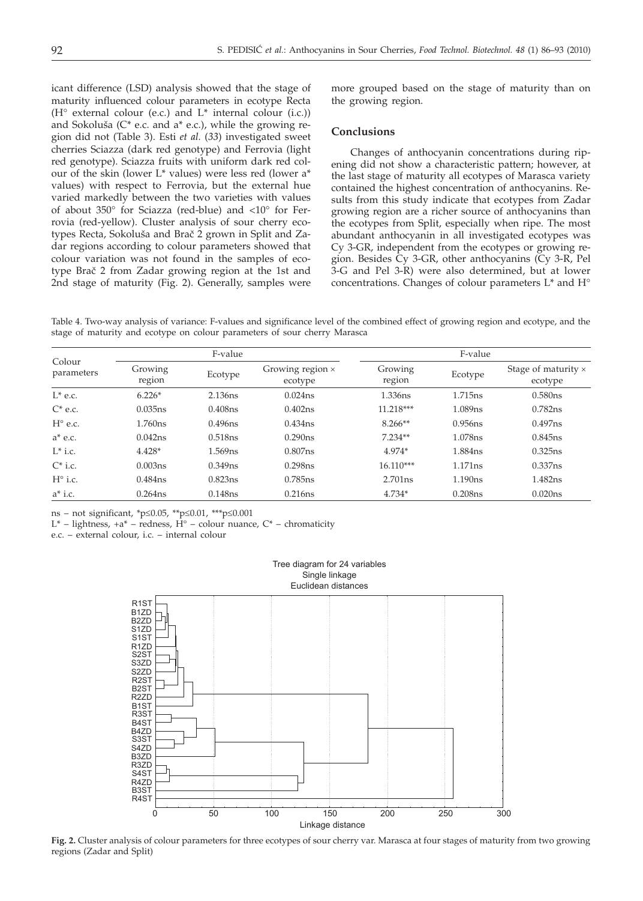icant difference (LSD) analysis showed that the stage of maturity influenced colour parameters in ecotype Recta (H° external colour (e.c.) and L* internal colour (i.c.)) and Sokoluša (C* e.c. and a* e.c.), while the growing region did not (Table 3). Esti *et al.* (*33*) investigated sweet cherries Sciazza (dark red genotype) and Ferrovia (light red genotype). Sciazza fruits with uniform dark red colour of the skin (lower L* values) were less red (lower a* values) with respect to Ferrovia, but the external hue varied markedly between the two varieties with values of about 350° for Sciazza (red-blue) and <10° for Ferrovia (red-yellow). Cluster analysis of sour cherry ecotypes Recta, Sokoluša and Brač 2 grown in Split and Zadar regions according to colour parameters showed that colour variation was not found in the samples of ecotype Brač 2 from Zadar growing region at the 1st and 2nd stage of maturity (Fig. 2). Generally, samples were more grouped based on the stage of maturity than on the growing region.

## Conclusions

Changes of anthocyanin concentrations during ripening did not show a characteristic pattern; however, at the last stage of maturity all ecotypes of Marasca variety contained the highest concentration of anthocyanins. Results from this study indicate that ecotypes from Zadar growing region are a richer source of anthocyanins than the ecotypes from Split, especially when ripe. The most abundant anthocyanin in all investigated ecotypes was Cy 3-GR, independent from the ecotypes or growing region. Besides Cy 3-GR, other anthocyanins (Cy 3-R, Pel 3-G and Pel 3-R) were also determined, but at lower concentrations. Changes of colour parameters L* and H°

Table 4. Two-way analysis of variance: F-values and significance level of the combined effect of growing region and ecotype, and the stage of maturity and ecotype on colour parameters of sour cherry Marasca

| Colour parameters | F-value | | | F-value | | |
|---|---|---|---|---|---|---|
| | Growing region | Ecotype | Growing region × ecotype | Growing region | Ecotype | Stage of maturity × ecotype |
| L* e.c. | 6.226* | 2.136ns | 0.024ns | 1.336ns | 1.715ns | 0.580ns |
| C* e.c. | 0.035ns | 0.408ns | 0.402ns | 11.218*** | 1.089ns | 0.782ns |
| H° e.c. | 1.760ns | 0.496ns | 0.434ns | 8.266** | 0.956ns | 0.497ns |
| a* e.c. | 0.042ns | 0.518ns | 0.290ns | 7.234** | 1.078ns | 0.845ns |
| L* i.c. | 4.428* | 1.569ns | 0.807ns | 4.974* | 1.884ns | 0.325ns |
| C* i.c. | 0.003ns | 0.349ns | 0.298ns | 16.110*** | 1.171ns | 0.337ns |
| H° i.c. | 0.484ns | 0.823ns | 0.785ns | 2.701ns | 1.190ns | 1.482ns |
| a* i.c. | 0.264ns | 0.148ns | 0.216ns | 4.734* | 0.208ns | 0.020ns |

ns – not significant, *$p\leq0.05$, **$p\leq0.01$, ***$p\leq0.001$

L* – lightness, +a* – redness, H° – colour nuance, C* – chromaticity

e.c. – external colour, i.c. – internal colour

**Fig. 2.** Cluster analysis of colour parameters for three ecotypes of sour cherry var. Marasca at four stages of maturity from two growing regions (Zadar and Split)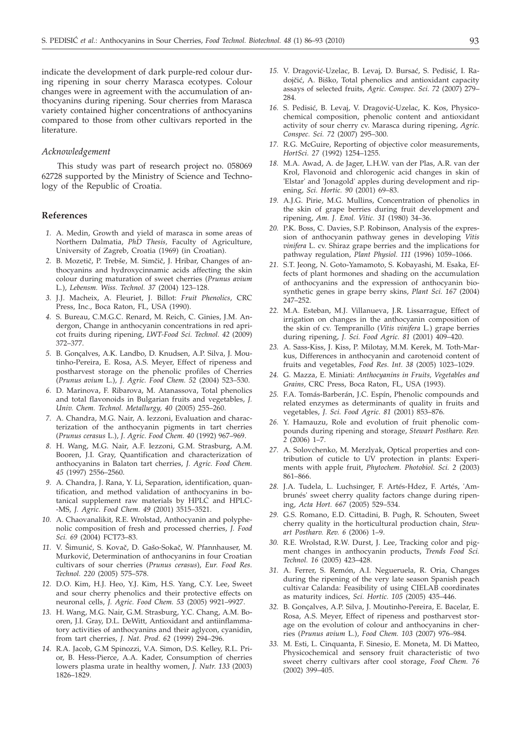indicate the development of dark purple-red colour during ripening in sour cherry Marasca ecotypes. Colour changes were in agreement with the accumulation of anthocyanins during ripening. Sour cherries from Marasca variety contained higher concentrations of anthocyanins compared to those from other cultivars reported in the literature.

### *Acknowledgement*

This study was part of research project no. 058069 62728 supported by the Ministry of Science and Technology of the Republic of Croatia.

## References

1. A. Medin, Growth and yield of marasca in some areas of Northern Dalmatia, *PhD Thesis*, Faculty of Agriculture, University of Zagreb, Croatia (1969) (in Croatian).
2. B. Mozetič, P. Trebše, M. Simčič, J. Hribar, Changes of anthocyanins and hydroxycinnamic acids affecting the skin colour during maturation of sweet cherries (*Prunus avium* L.), *Lebensm. Wiss. Technol. 37* (2004) 123–128.
3. J.J. Macheix, A. Fleuriet, J. Billot: *Fruit Phenolics*, CRC Press, Inc., Boca Raton, FL, USA (1990).
4. S. Bureau, C.M.G.C. Renard, M. Reich, C. Ginies, J.M. Andergon, Change in anthocyanin concentrations in red apricot fruits during ripening, *LWT-Food Sci. Technol. 42* (2009) 372–377.
5. B. Gonçalves, A.K. Landbo, D. Knudsen, A.P. Silva, J. Moutinho-Pereira, E. Rosa, A.S. Meyer, Effect of ripeness and postharvest storage on the phenolic profiles of Cherries (*Prunus avium* L.), *J. Agric. Food Chem. 52* (2004) 523–530.
6. D. Marinova, F. Ribarova, M. Atanassova, Total phenolics and total flavonoids in Bulgarian fruits and vegetables, *J. Univ. Chem. Technol. Metallurgy, 40* (2005) 255–260.
7. A. Chandra, M.G. Nair, A. Iezzoni, Evaluation and characterization of the anthocyanin pigments in tart cherries (*Prunus cerasus* L.), *J. Agric. Food Chem. 40* (1992) 967–969.
8. H. Wang, M.G. Nair, A.F. Iezzoni, G.M. Strasburg, A.M. Booren, J.I. Gray, Quantification and characterization of anthocyanins in Balaton tart cherries, *J. Agric. Food Chem. 45* (1997) 2556–2560.
9. A. Chandra, J. Rana, Y. Li, Separation, identification, quantification, and method validation of anthocyanins in botanical supplement raw materials by HPLC and HPLC-MS, *J. Agric. Food Chem. 49* (2001) 3515–3521.
10. A. Chaovanalikit, R.E. Wrolstad, Anthocyanin and polyphenolic composition of fresh and processed cherries, *J. Food Sci. 69* (2004) FCT73–83.
11. V. Šimunić, S. Kovač, D. Gašo-Sokač, W. Pfannhauser, M. Murković, Determination of anthocyanins in four Croatian cultivars of sour cherries (*Prunus cerasus*), *Eur. Food Res. Technol. 220* (2005) 575–578.
12. D.O. Kim, H.J. Heo, Y.J. Kim, H.S. Yang, C.Y. Lee, Sweet and sour cherry phenolics and their protective effects on neuronal cells, *J. Agric. Food Chem. 53* (2005) 9921–9927.
13. H. Wang, M.G. Nair, G.M. Strasburg, Y.C. Chang, A.M. Booren, J.I. Gray, D.L. DeWitt, Antioxidant and antiinflammatory activities of anthocyanins and their aglycon, cyanidin, from tart cherries, *J. Nat. Prod. 62* (1999) 294–296.
14. R.A. Jacob, G.M Spinozzi, V.A. Simon, D.S. Kelley, R.L. Prior, B. Hess-Pierce, A.A. Kader, Consumption of cherries lowers plasma urate in healthy women, *J. Nutr. 133* (2003) 1826–1829.
15. V. Dragović-Uzelac, B. Levaj, D. Bursać, S. Pedisić, I. Radojčić, A. Biško, Total phenolics and antioxidant capacity assays of selected fruits, *Agric. Conspec. Sci. 72* (2007) 279–284.
16. S. Pedisić, B. Levaj, V. Dragović-Uzelac, K. Kos, Physicochemical composition, phenolic content and antioxidant activity of sour cherry cv. Marasca during ripening, *Agric. Conspec. Sci. 72* (2007) 295–300.
17. R.G. McGuire, Reporting of objective color measurements, *HortSci. 27* (1992) 1254–1255.
18. M.A. Awad, A. de Jager, L.H.W. van der Plas, A.R. van der Krol, Flavonoid and chlorogenic acid changes in skin of 'Elstar' and 'Jonagold' apples during development and ripening, *Sci. Hortic. 90* (2001) 69–83.
19. A.J.G. Pirie, M.G. Mullins, Concentration of phenolics in the skin of grape berries during fruit development and ripening, *Am. J. Enol. Vitic. 31* (1980) 34–36.
20. P.K. Boss, C. Davies, S.P. Robinson, Analysis of the expression of anthocyanin pathway genes in developing *Vitis vinifera* L. cv. Shiraz grape berries and the implications for pathway regulation, *Plant Physiol. 111* (1996) 1059–1066.
21. S.T. Jeong, N. Goto-Yamamoto, S. Kobayashi, M. Esaka, Effects of plant hormones and shading on the accumulation of anthocyanins and the expression of anthocyanin biosynthetic genes in grape berry skins, *Plant Sci. 167* (2004) 247–252.
22. M.A. Esteban, M.J. Villanueva, J.R. Lissarrague, Effect of irrigation on changes in the anthocyanin composition of the skin of cv. Tempranillo (*Vitis vinifera* L.) grape berries during ripening, *J. Sci. Food Agric. 81* (2001) 409–420.
23. A. Sass-Kiss, J. Kiss, P. Milotay, M.M. Kerek, M. Toth-Markus, Differences in anthocyanin and carotenoid content of fruits and vegetables, *Food Res. Int. 38* (2005) 1023–1029.
24. G. Mazza, E. Miniati: *Anthocyanins in Fruits, Vegetables and Grains*, CRC Press, Boca Raton, FL, USA (1993).
25. F.A. Tomás-Barberán, J.C. Espín, Phenolic compounds and related enzymes as determinants of quality in fruits and vegetables, *J. Sci. Food Agric. 81* (2001) 853–876.
26. Y. Hamauzu, Role and evolution of fruit phenolic compounds during ripening and storage, *Stewart Postharv. Rev. 2* (2006) 1–7.
27. A. Solovchenko, M. Merzlyak, Optical properties and contribution of cuticle to UV protection in plants: Experiments with apple fruit, *Phytochem. Photobiol. Sci. 2* (2003) 861–866.
28. J.A. Tudela, L. Luchsinger, F. Artés-Hdez, F. Artés, 'Ambrunés' sweet cherry quality factors change during ripening, *Acta Hort. 667* (2005) 529–534.
29. G.S. Romano, E.D. Cittadini, B. Pugh, R. Schouten, Sweet cherry quality in the horticultural production chain, *Stewart Postharv. Rev. 6* (2006) 1–9.
30. R.E. Wrolstad, R.W. Durst, J. Lee, Tracking color and pigment changes in anthocyanin products, *Trends Food Sci. Technol. 16* (2005) 423–428.
31. A. Ferrer, S. Remón, A.I. Negueruela, R. Oria, Changes during the ripening of the very late season Spanish peach cultivar Calanda: Feasibility of using CIELAB coordinates as maturity indices, *Sci. Hortic. 105* (2005) 435–446.
32. B. Gonçalves, A.P. Silva, J. Moutinho-Pereira, E. Bacelar, E. Rosa, A.S. Meyer, Effect of ripeness and postharvest storage on the evolution of colour and anthocyanins in cherries (*Prunus avium* L.), *Food Chem. 103* (2007) 976–984.
33. M. Esti, L. Cinquanta, F. Sinesio, E. Moneta, M. Di Matteo, Physicochemical and sensory fruit characteristic of two sweet cherry cultivars after cool storage, *Food Chem. 76* (2002) 399–405.